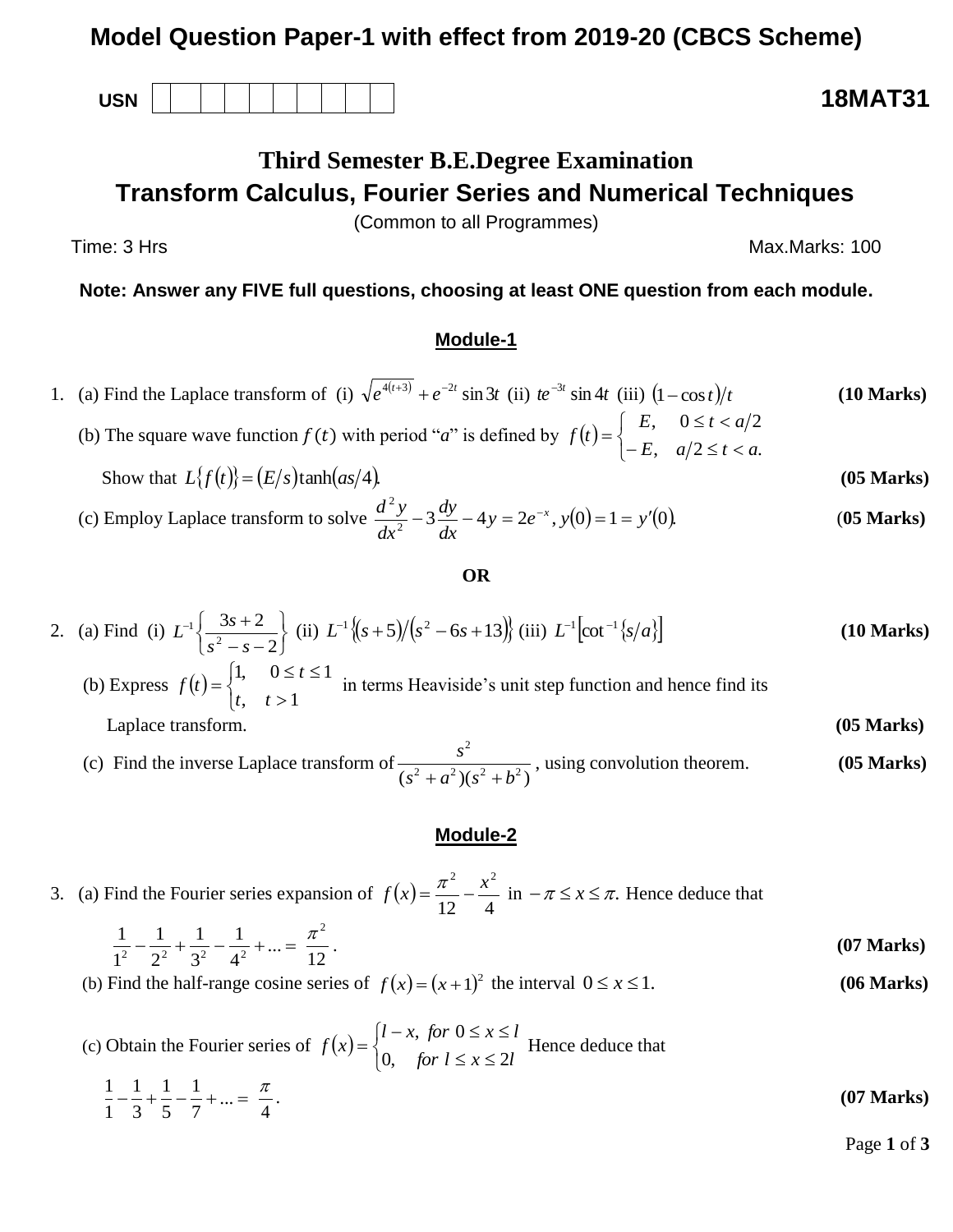# Model Question Paper-1 with effect from 2019-20 (CBCS Scheme)

USN | | | | | | | | | | |

**18MAT31**

## Third Semester B.E.Degree Examination

## Transform Calculus, Fourier Series and Numerical Techniques

(Common to all Programmes)

Time: 3 Hrs Max.Marks: 100

**Note: Answer any FIVE full questions, choosing at least ONE question from each module.**

### Module-1

1. (a) Find the Laplace transform of (i) $\sqrt{e^{4(t+3)}} + e^{-2t}\sin 3t$ (ii) $te^{-3t}\sin 4t$ (iii) $(1-\cos t)/t$ **(10 Marks)**

   (b) The square wave function $f(t)$ with period "$a$" is defined by $f(t) = \begin{cases} E, & 0 \le t < a/2 \\ -E, & a/2 \le t < a. \end{cases}$

   Show that $L\{f(t)\} = (E/s)\tanh(as/4)$. **(05 Marks)**

   (c) Employ Laplace transform to solve $\dfrac{d^2y}{dx^2} - 3\dfrac{dy}{dx} - 4y = 2e^{-x}$, $y(0) = 1 = y'(0)$. **(05 Marks)**

**OR**

2. (a) Find (i) $L^{-1}\left\{\dfrac{3s+2}{s^2-s-2}\right\}$ (ii) $L^{-1}\{(s+5)/(s^2-6s+13)\}$ (iii) $L^{-1}\left[\cot^{-1}\{s/a\}\right]$ **(10 Marks)**

   (b) Express $f(t) = \begin{cases} 1, & 0 \le t \le 1 \\ t, & t > 1 \end{cases}$ in terms Heaviside's unit step function and hence find its Laplace transform. **(05 Marks)**

   (c) Find the inverse Laplace transform of $\dfrac{s^2}{(s^2+a^2)(s^2+b^2)}$, using convolution theorem. **(05 Marks)**

### Module-2

3. (a) Find the Fourier series expansion of $f(x) = \dfrac{\pi^2}{12} - \dfrac{x^2}{4}$ in $-\pi \le x \le \pi$. Hence deduce that

   $\dfrac{1}{1^2} - \dfrac{1}{2^2} + \dfrac{1}{3^2} - \dfrac{1}{4^2} + ... = \dfrac{\pi^2}{12}$. **(07 Marks)**

   (b) Find the half-range cosine series of $f(x) = (x+1)^2$ the interval $0 \le x \le 1$. **(06 Marks)**

   (c) Obtain the Fourier series of $f(x) = \begin{cases} l-x, & for\ 0 \le x \le l \\ 0, & for\ l \le x \le 2l \end{cases}$ Hence deduce that

   $\dfrac{1}{1} - \dfrac{1}{3} + \dfrac{1}{5} - \dfrac{1}{7} + ... = \dfrac{\pi}{4}$. **(07 Marks)**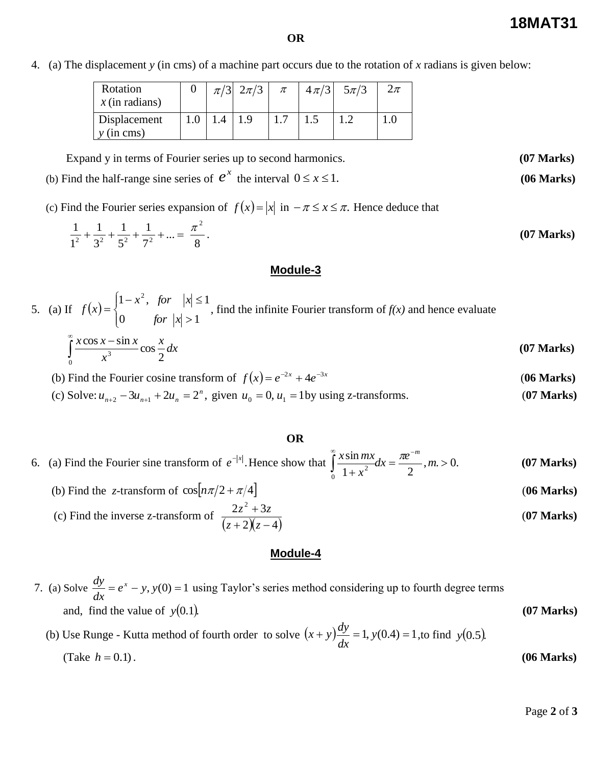**OR**

4. (a) The displacement *y* (in cms) of a machine part occurs due to the rotation of *x* radians is given below:

| Rotation *x* (in radians) | 0 | $\pi/3$ | $2\pi/3$ | $\pi$ | $4\pi/3$ | $5\pi/3$ | $2\pi$ |
|---|---|---|---|---|---|---|---|
| Displacement *y* (in cms) | 1.0 | 1.4 | 1.9 | 1.7 | 1.5 | 1.2 | 1.0 |

Expand y in terms of Fourier series up to second harmonics. **(07 Marks)**

(b) Find the half-range sine series of $e^x$ the interval $0 \le x \le 1.$ **(06 Marks)**

(c) Find the Fourier series expansion of $f(x) = |x|$ in $-\pi \le x \le \pi.$ Hence deduce that

$$\frac{1}{1^2} + \frac{1}{3^2} + \frac{1}{5^2} + \frac{1}{7^2} + ... = \frac{\pi^2}{8}.$$ **(07 Marks)**

## Module-3

5. (a) If $f(x) = \begin{cases} 1 - x^2, & for \quad |x| \le 1 \\ 0 & for \quad |x| > 1 \end{cases}$, find the infinite Fourier transform of *f(x)* and hence evaluate

$$\int_0^\infty \frac{x\cos x - \sin x}{x^3} \cos\frac{x}{2} dx$$ **(07 Marks)**

(b) Find the Fourier cosine transform of $f(x) = e^{-2x} + 4e^{-3x}$ **(06 Marks)**

(c) Solve: $u_{n+2} - 3u_{n+1} + 2u_n = 2^n$, given $u_0 = 0, u_1 = 1$ by using z-transforms. **(07 Marks)**

**OR**

6. (a) Find the Fourier sine transform of $e^{-|x|}$. Hence show that $\int_0^\infty \frac{x \sin mx}{1 + x^2} dx = \frac{\pi e^{-m}}{2}, m. > 0.$ **(07 Marks)**

(b) Find the *z*-transform of $\cos[n\pi/2 + \pi/4]$ **(06 Marks)**

(c) Find the inverse z-transform of $\frac{2z^2 + 3z}{(z+2)(z-4)}$ **(07 Marks)**

## Module-4

7. (a) Solve $\frac{dy}{dx} = e^x - y, y(0) = 1$ using Taylor's series method considering up to fourth degree terms and, find the value of $y(0.1)$. **(07 Marks)**

(b) Use Runge - Kutta method of fourth order to solve $(x + y)\frac{dy}{dx} = 1, y(0.4) = 1$, to find $y(0.5)$. (Take $h = 0.1$). **(06 Marks)**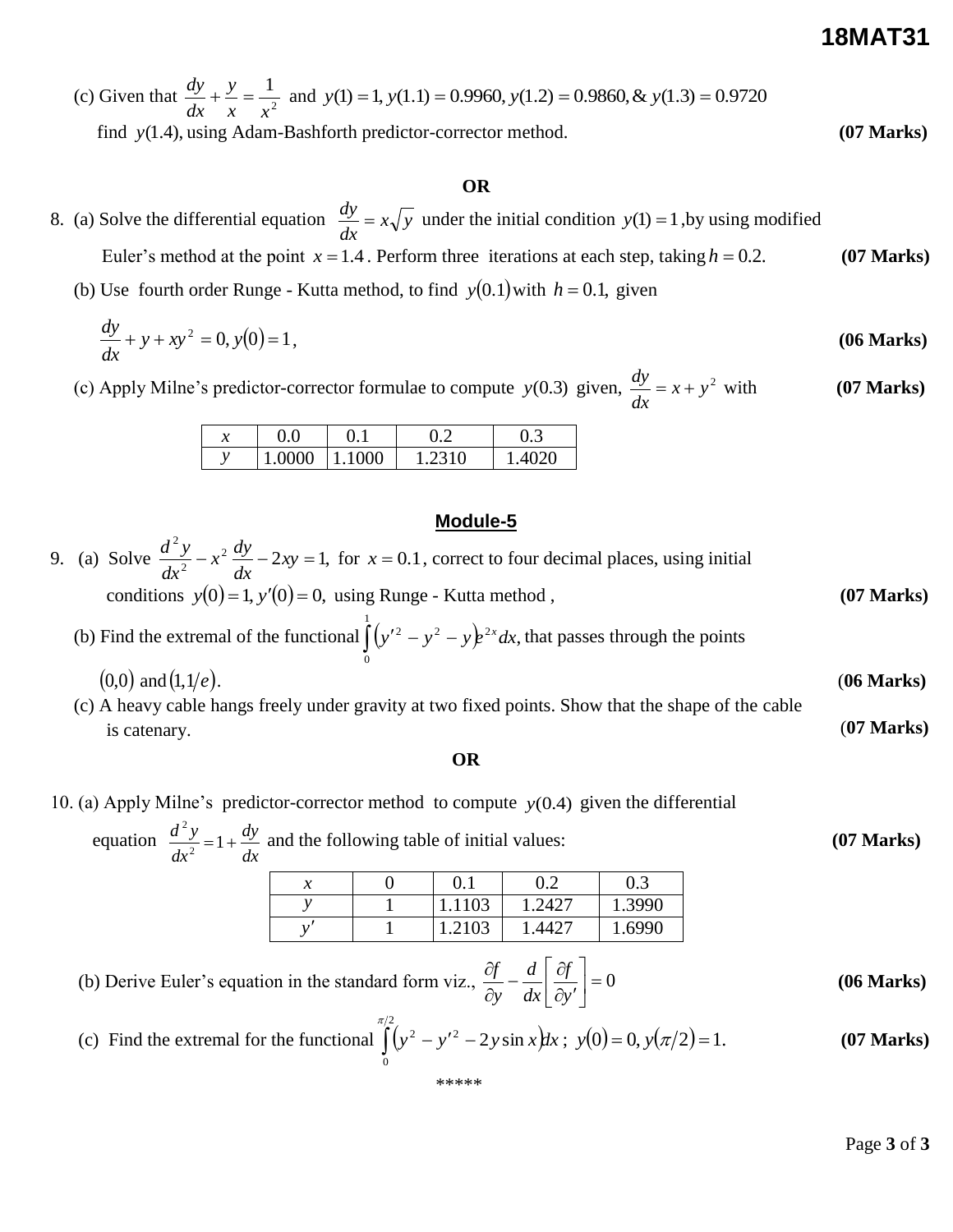(c) Given that $\frac{dy}{dx} + \frac{y}{x} = \frac{1}{x^2}$ and $y(1) = 1, y(1.1) = 0.9960, y(1.2) = 0.9860, \& \ y(1.3) = 0.9720$ find $y(1.4)$, using Adam-Bashforth predictor-corrector method. **(07 Marks)**

**OR**

8. (a) Solve the differential equation $\frac{dy}{dx} = x\sqrt{y}$ under the initial condition $y(1) = 1$, by using modified Euler's method at the point $x = 1.4$. Perform three iterations at each step, taking $h = 0.2$. **(07 Marks)**

(b) Use fourth order Runge - Kutta method, to find $y(0.1)$ with $h = 0.1$, given

$$\frac{dy}{dx} + y + xy^2 = 0, y(0) = 1,$$ **(06 Marks)**

(c) Apply Milne's predictor-corrector formulae to compute $y(0.3)$ given, $\frac{dy}{dx} = x + y^2$ with **(07 Marks)**

| $x$ | 0.0 | 0.1 | 0.2 | 0.3 |
|---|---|---|---|---|
| $y$ | 1.0000 | 1.1000 | 1.2310 | 1.4020 |

## Module-5

9. (a) Solve $\frac{d^2y}{dx^2} - x^2\frac{dy}{dx} - 2xy = 1$, for $x = 0.1$, correct to four decimal places, using initial conditions $y(0) = 1, y'(0) = 0$, using Runge - Kutta method , **(07 Marks)**

(b) Find the extremal of the functional $\int_0^1 (y'^2 - y^2 - y)e^{2x}dx$, that passes through the points $(0,0)$ and $(1, 1/e)$. **(06 Marks)**

(c) A heavy cable hangs freely under gravity at two fixed points. Show that the shape of the cable is catenary. **(07 Marks)**

**OR**

10. (a) Apply Milne's predictor-corrector method to compute $y(0.4)$ given the differential equation $\frac{d^2y}{dx^2} = 1 + \frac{dy}{dx}$ and the following table of initial values: **(07 Marks)**

| $x$ | 0 | 0.1 | 0.2 | 0.3 |
|---|---|---|---|---|
| $y$ | 1 | 1.1103 | 1.2427 | 1.3990 |
| $y'$ | 1 | 1.2103 | 1.4427 | 1.6990 |

(b) Derive Euler's equation in the standard form viz., $\frac{\partial f}{\partial y} - \frac{d}{dx}\left[\frac{\partial f}{\partial y'}\right] = 0$ **(06 Marks)**

(c) Find the extremal for the functional $\int_0^{\pi/2} (y^2 - y'^2 - 2y\sin x)dx$ ; $y(0) = 0, y(\pi/2) = 1.$ **(07 Marks)**

*****